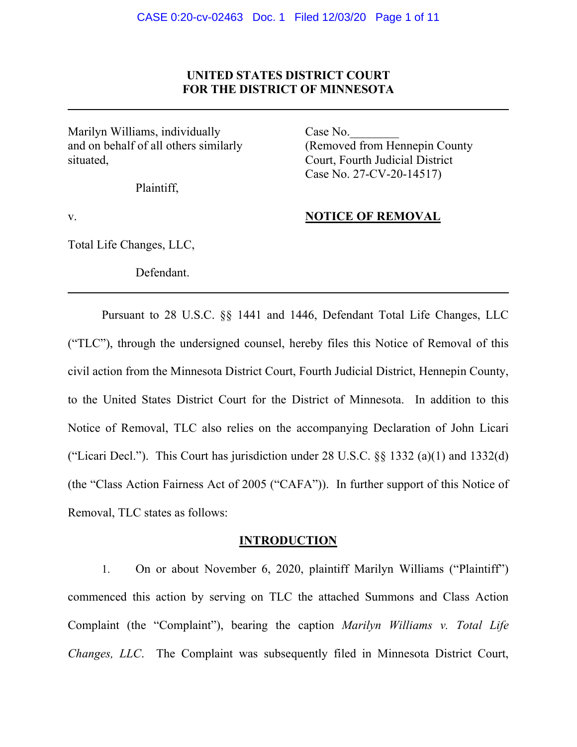**UNITED STATES DISTRICT COURT**
**FOR THE DISTRICT OF MINNESOTA**

---

| | |
|---|---|
| Marilyn Williams, individually and on behalf of all others similarly situated, | Case No.________ (Removed from Hennepin County Court, Fourth Judicial District Case No. 27-CV-20-14517) |
| Plaintiff, | |
| v. | **NOTICE OF REMOVAL** |
| Total Life Changes, LLC, | |
| Defendant. | |

---

Pursuant to 28 U.S.C. §§ 1441 and 1446, Defendant Total Life Changes, LLC ("TLC"), through the undersigned counsel, hereby files this Notice of Removal of this civil action from the Minnesota District Court, Fourth Judicial District, Hennepin County, to the United States District Court for the District of Minnesota. In addition to this Notice of Removal, TLC also relies on the accompanying Declaration of John Licari ("Licari Decl."). This Court has jurisdiction under 28 U.S.C. §§ 1332 (a)(1) and 1332(d) (the "Class Action Fairness Act of 2005 ("CAFA")). In further support of this Notice of Removal, TLC states as follows:

## INTRODUCTION

1. On or about November 6, 2020, plaintiff Marilyn Williams ("Plaintiff") commenced this action by serving on TLC the attached Summons and Class Action Complaint (the "Complaint"), bearing the caption *Marilyn Williams v. Total Life Changes, LLC*. The Complaint was subsequently filed in Minnesota District Court,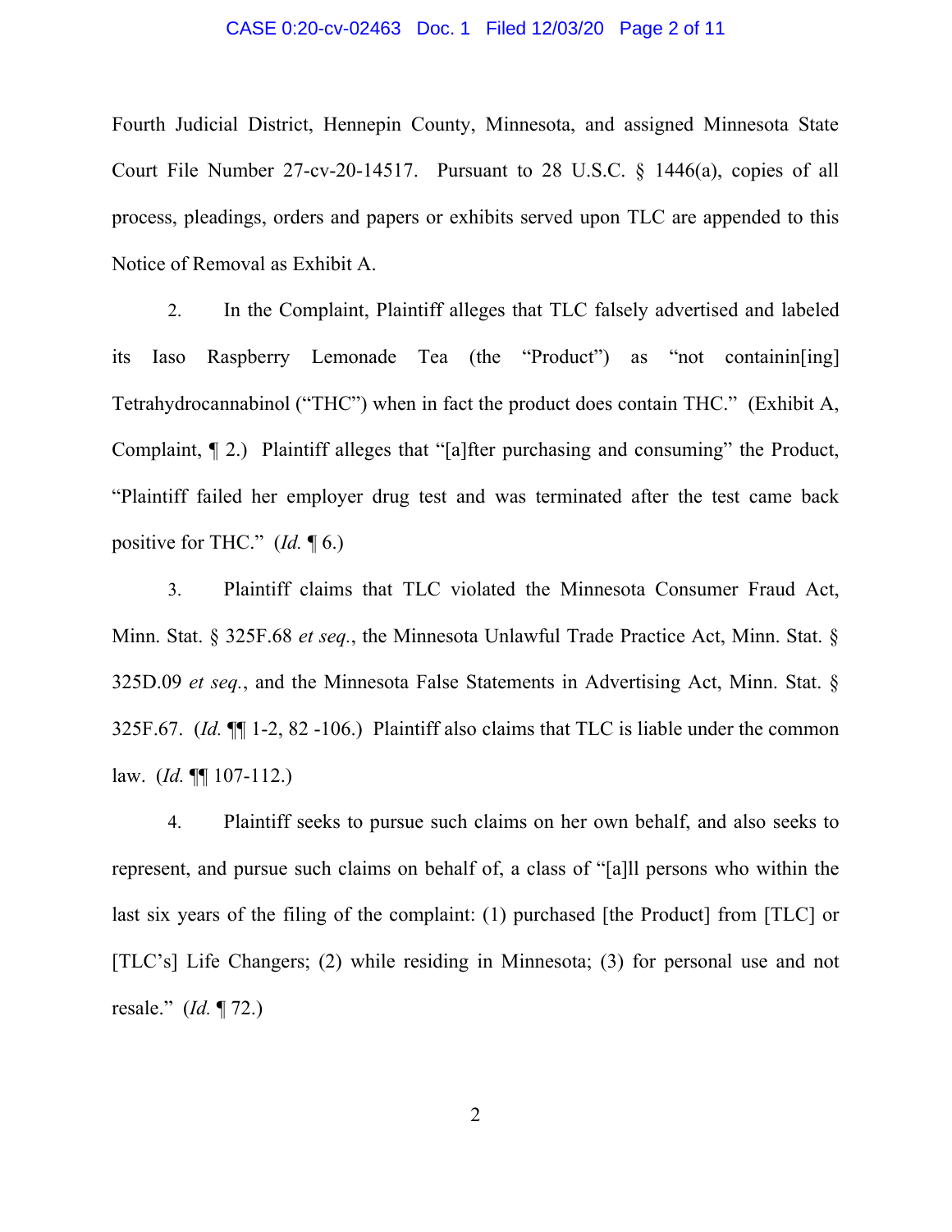Fourth Judicial District, Hennepin County, Minnesota, and assigned Minnesota State Court File Number 27-cv-20-14517. Pursuant to 28 U.S.C. § 1446(a), copies of all process, pleadings, orders and papers or exhibits served upon TLC are appended to this Notice of Removal as Exhibit A.

2. In the Complaint, Plaintiff alleges that TLC falsely advertised and labeled its Iaso Raspberry Lemonade Tea (the "Product") as "not containin[ing] Tetrahydrocannabinol ("THC") when in fact the product does contain THC." (Exhibit A, Complaint, ¶ 2.) Plaintiff alleges that "[a]fter purchasing and consuming" the Product, "Plaintiff failed her employer drug test and was terminated after the test came back positive for THC." (*Id.* ¶ 6.)

3. Plaintiff claims that TLC violated the Minnesota Consumer Fraud Act, Minn. Stat. § 325F.68 *et seq.*, the Minnesota Unlawful Trade Practice Act, Minn. Stat. § 325D.09 *et seq.*, and the Minnesota False Statements in Advertising Act, Minn. Stat. § 325F.67. (*Id.* ¶¶ 1-2, 82 -106.) Plaintiff also claims that TLC is liable under the common law. (*Id.* ¶¶ 107-112.)

4. Plaintiff seeks to pursue such claims on her own behalf, and also seeks to represent, and pursue such claims on behalf of, a class of "[a]ll persons who within the last six years of the filing of the complaint: (1) purchased [the Product] from [TLC] or [TLC's] Life Changers; (2) while residing in Minnesota; (3) for personal use and not resale." (*Id.* ¶ 72.)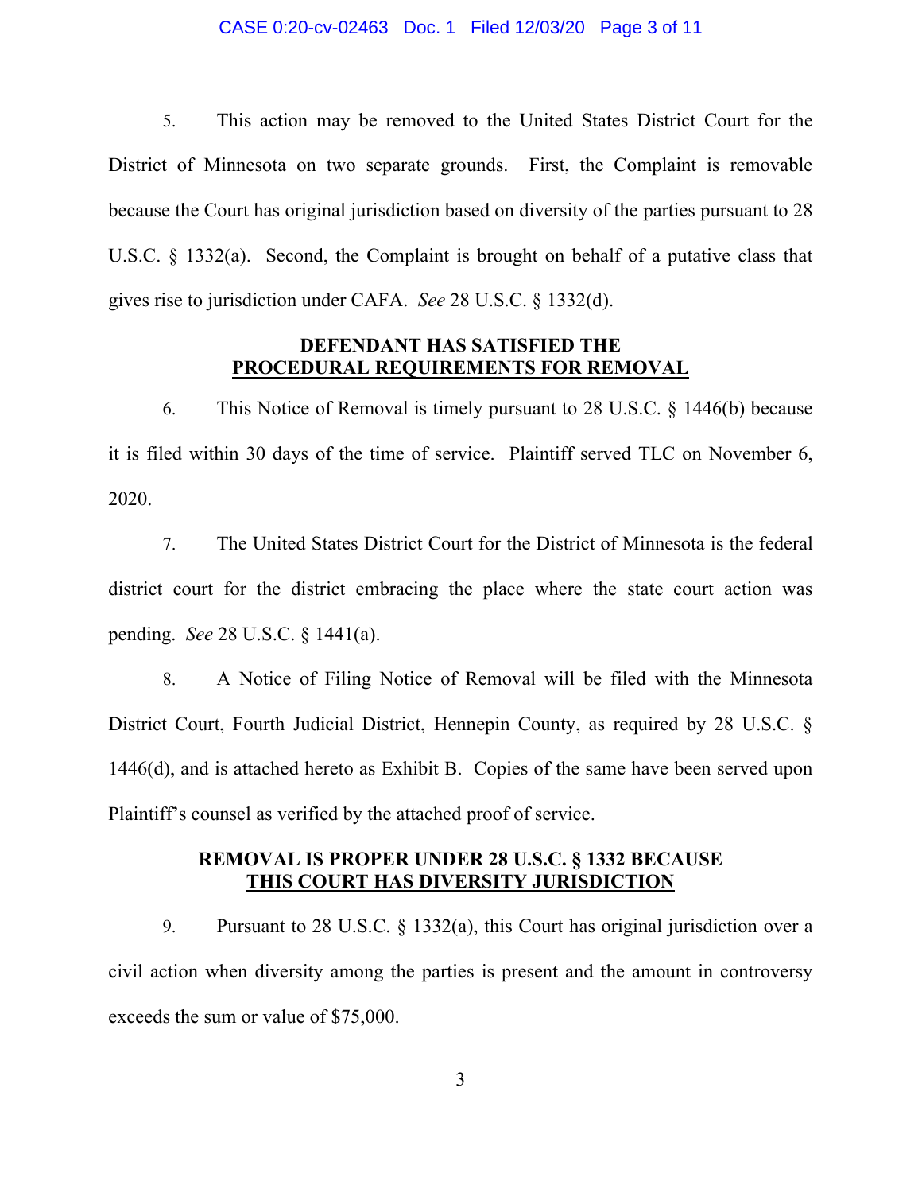5. This action may be removed to the United States District Court for the District of Minnesota on two separate grounds. First, the Complaint is removable because the Court has original jurisdiction based on diversity of the parties pursuant to 28 U.S.C. § 1332(a). Second, the Complaint is brought on behalf of a putative class that gives rise to jurisdiction under CAFA. *See* 28 U.S.C. § 1332(d).

**DEFENDANT HAS SATISFIED THE**
**PROCEDURAL REQUIREMENTS FOR REMOVAL**

6. This Notice of Removal is timely pursuant to 28 U.S.C. § 1446(b) because it is filed within 30 days of the time of service. Plaintiff served TLC on November 6, 2020.

7. The United States District Court for the District of Minnesota is the federal district court for the district embracing the place where the state court action was pending. *See* 28 U.S.C. § 1441(a).

8. A Notice of Filing Notice of Removal will be filed with the Minnesota District Court, Fourth Judicial District, Hennepin County, as required by 28 U.S.C. § 1446(d), and is attached hereto as Exhibit B. Copies of the same have been served upon Plaintiff's counsel as verified by the attached proof of service.

**REMOVAL IS PROPER UNDER 28 U.S.C. § 1332 BECAUSE**
**THIS COURT HAS DIVERSITY JURISDICTION**

9. Pursuant to 28 U.S.C. § 1332(a), this Court has original jurisdiction over a civil action when diversity among the parties is present and the amount in controversy exceeds the sum or value of $75,000.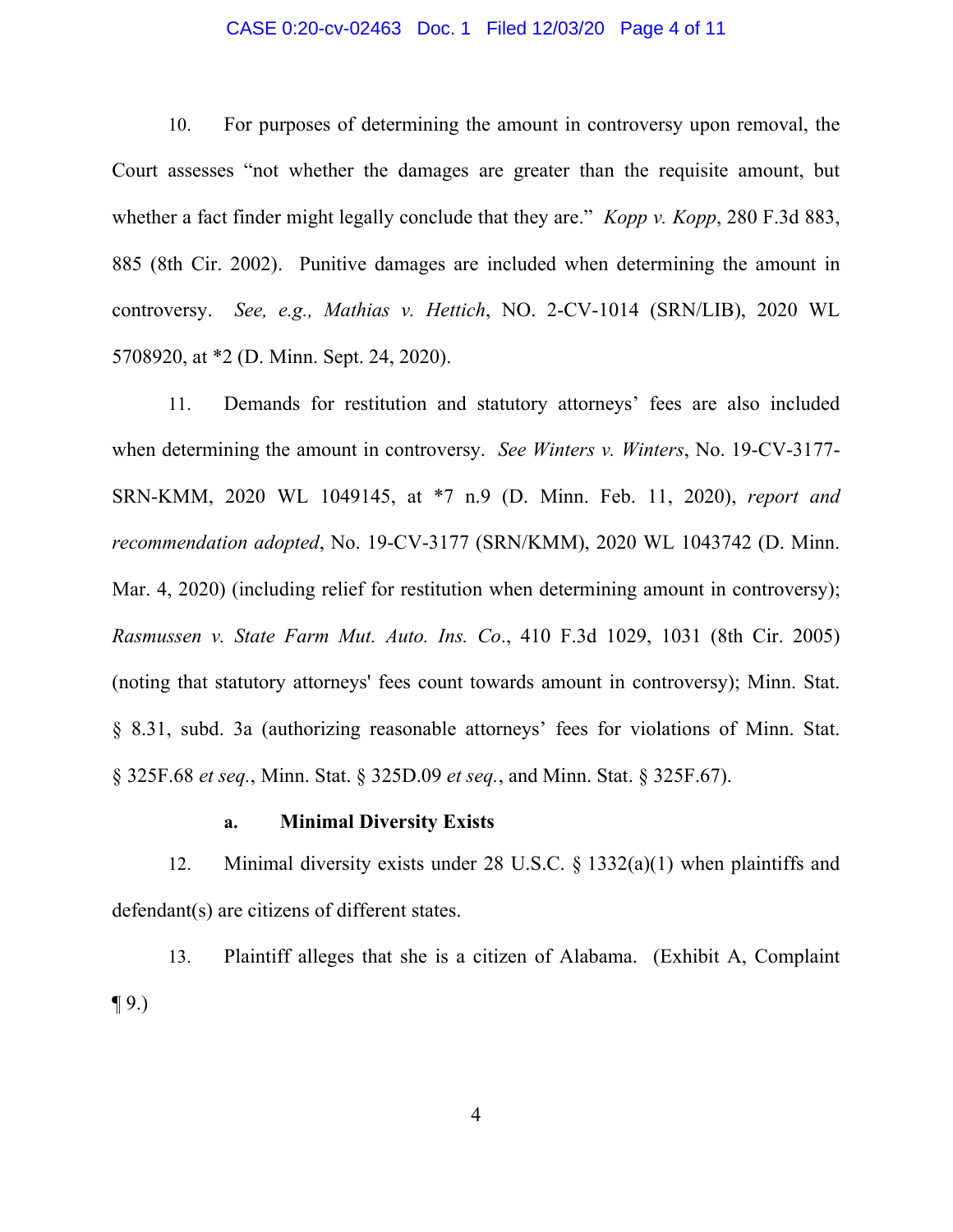10. For purposes of determining the amount in controversy upon removal, the Court assesses "not whether the damages are greater than the requisite amount, but whether a fact finder might legally conclude that they are." *Kopp v. Kopp*, 280 F.3d 883, 885 (8th Cir. 2002). Punitive damages are included when determining the amount in controversy. *See, e.g., Mathias v. Hettich*, NO. 2-CV-1014 (SRN/LIB), 2020 WL 5708920, at *2 (D. Minn. Sept. 24, 2020).

11. Demands for restitution and statutory attorneys' fees are also included when determining the amount in controversy. *See Winters v. Winters*, No. 19-CV-3177-SRN-KMM, 2020 WL 1049145, at *7 n.9 (D. Minn. Feb. 11, 2020), *report and recommendation adopted*, No. 19-CV-3177 (SRN/KMM), 2020 WL 1043742 (D. Minn. Mar. 4, 2020) (including relief for restitution when determining amount in controversy); *Rasmussen v. State Farm Mut. Auto. Ins. Co*., 410 F.3d 1029, 1031 (8th Cir. 2005) (noting that statutory attorneys' fees count towards amount in controversy); Minn. Stat. § 8.31, subd. 3a (authorizing reasonable attorneys' fees for violations of Minn. Stat. § 325F.68 *et seq.*, Minn. Stat. § 325D.09 *et seq.*, and Minn. Stat. § 325F.67).

### a. Minimal Diversity Exists

12. Minimal diversity exists under 28 U.S.C. § 1332(a)(1) when plaintiffs and defendant(s) are citizens of different states.

13. Plaintiff alleges that she is a citizen of Alabama. (Exhibit A, Complaint ¶ 9.)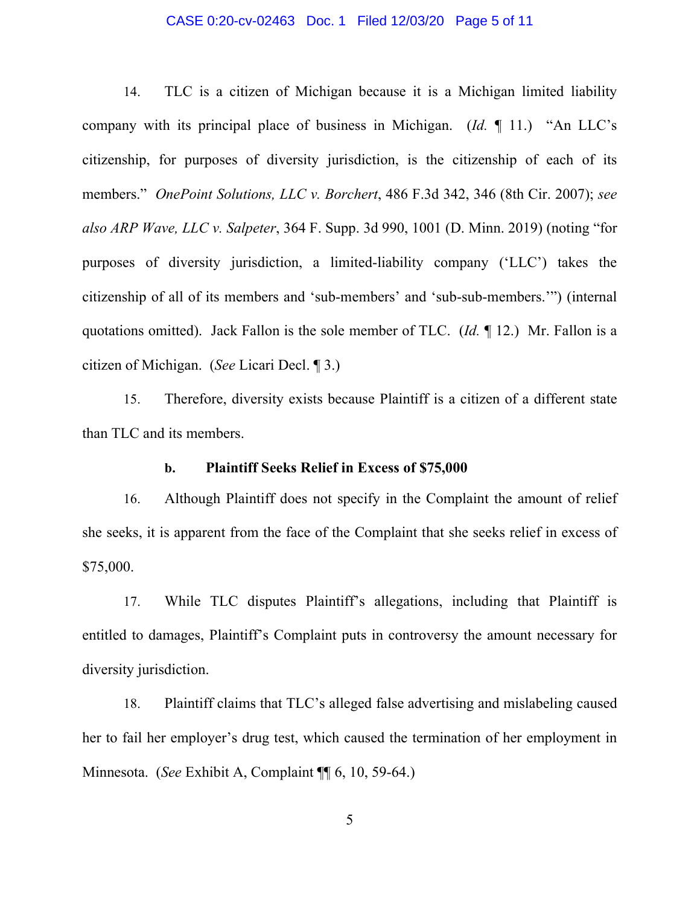14. TLC is a citizen of Michigan because it is a Michigan limited liability company with its principal place of business in Michigan. (*Id.* ¶ 11.) "An LLC's citizenship, for purposes of diversity jurisdiction, is the citizenship of each of its members." *OnePoint Solutions, LLC v. Borchert*, 486 F.3d 342, 346 (8th Cir. 2007); *see also ARP Wave, LLC v. Salpeter*, 364 F. Supp. 3d 990, 1001 (D. Minn. 2019) (noting "for purposes of diversity jurisdiction, a limited-liability company ('LLC') takes the citizenship of all of its members and 'sub-members' and 'sub-sub-members.'") (internal quotations omitted). Jack Fallon is the sole member of TLC. (*Id.* ¶ 12.) Mr. Fallon is a citizen of Michigan. (*See* Licari Decl. ¶ 3.)

15. Therefore, diversity exists because Plaintiff is a citizen of a different state than TLC and its members.

**b. Plaintiff Seeks Relief in Excess of $75,000**

16. Although Plaintiff does not specify in the Complaint the amount of relief she seeks, it is apparent from the face of the Complaint that she seeks relief in excess of $75,000.

17. While TLC disputes Plaintiff's allegations, including that Plaintiff is entitled to damages, Plaintiff's Complaint puts in controversy the amount necessary for diversity jurisdiction.

18. Plaintiff claims that TLC's alleged false advertising and mislabeling caused her to fail her employer's drug test, which caused the termination of her employment in Minnesota. (*See* Exhibit A, Complaint ¶¶ 6, 10, 59-64.)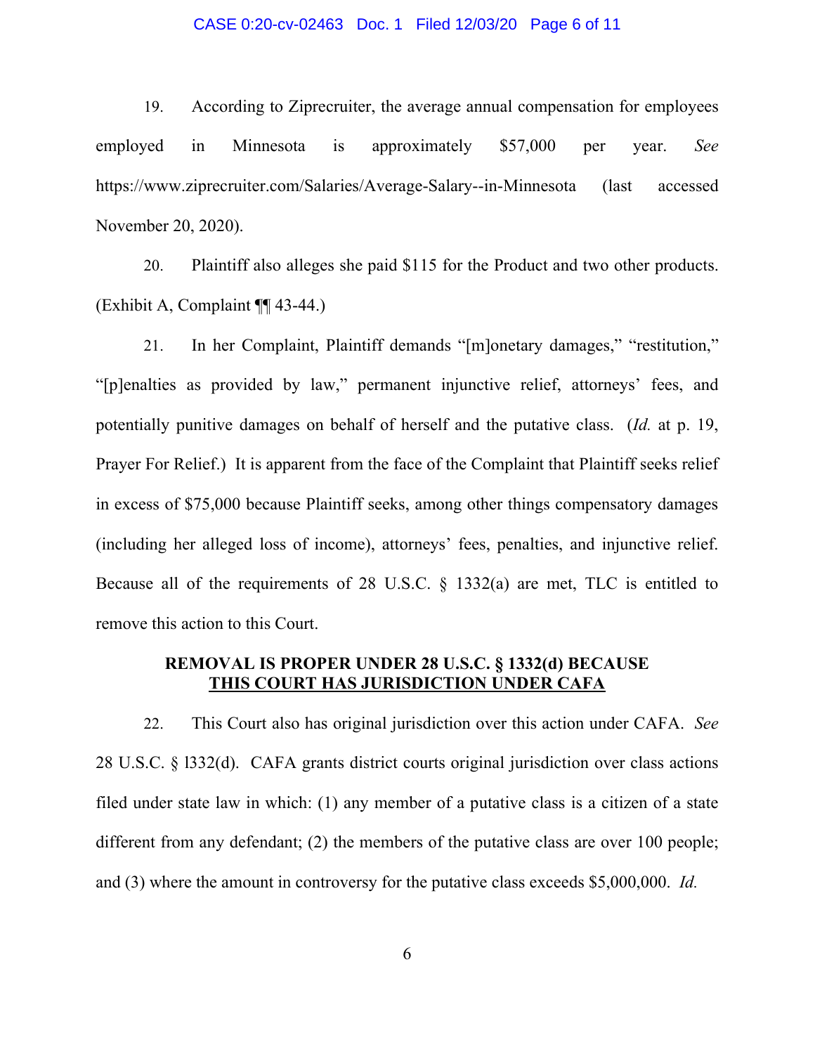19. According to Ziprecruiter, the average annual compensation for employees employed in Minnesota is approximately $57,000 per year. *See* https://www.ziprecruiter.com/Salaries/Average-Salary--in-Minnesota (last accessed November 20, 2020).

20. Plaintiff also alleges she paid $115 for the Product and two other products. (Exhibit A, Complaint ¶¶ 43-44.)

21. In her Complaint, Plaintiff demands "[m]onetary damages," "restitution," "[p]enalties as provided by law," permanent injunctive relief, attorneys' fees, and potentially punitive damages on behalf of herself and the putative class. (*Id.* at p. 19, Prayer For Relief.) It is apparent from the face of the Complaint that Plaintiff seeks relief in excess of $75,000 because Plaintiff seeks, among other things compensatory damages (including her alleged loss of income), attorneys' fees, penalties, and injunctive relief. Because all of the requirements of 28 U.S.C. § 1332(a) are met, TLC is entitled to remove this action to this Court.

## REMOVAL IS PROPER UNDER 28 U.S.C. § 1332(d) BECAUSE THIS COURT HAS JURISDICTION UNDER CAFA

22. This Court also has original jurisdiction over this action under CAFA. *See* 28 U.S.C. § l332(d). CAFA grants district courts original jurisdiction over class actions filed under state law in which: (1) any member of a putative class is a citizen of a state different from any defendant; (2) the members of the putative class are over 100 people; and (3) where the amount in controversy for the putative class exceeds $5,000,000. *Id.*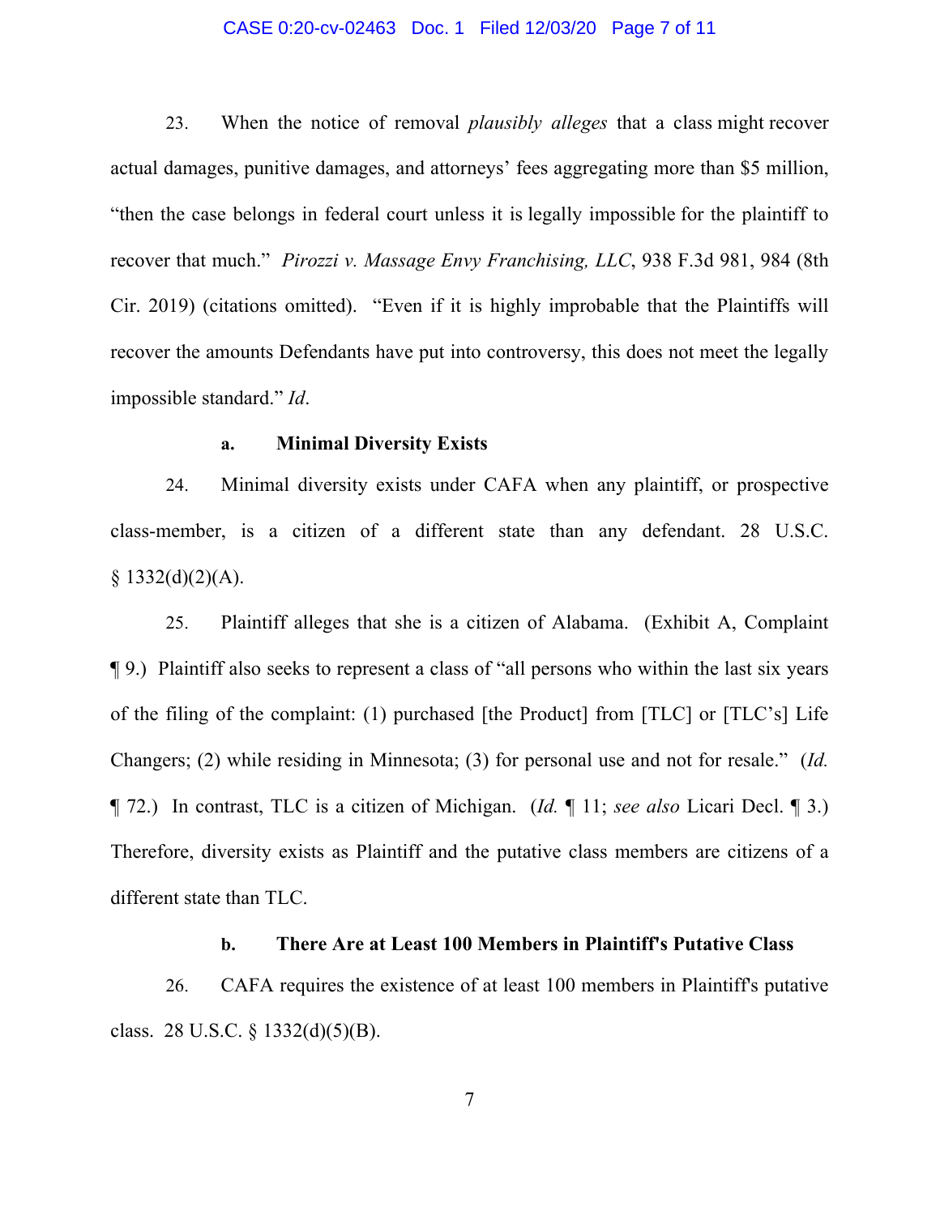23. When the notice of removal *plausibly alleges* that a class might recover actual damages, punitive damages, and attorneys' fees aggregating more than $5 million, "then the case belongs in federal court unless it is legally impossible for the plaintiff to recover that much." *Pirozzi v. Massage Envy Franchising, LLC*, 938 F.3d 981, 984 (8th Cir. 2019) (citations omitted). "Even if it is highly improbable that the Plaintiffs will recover the amounts Defendants have put into controversy, this does not meet the legally impossible standard." *Id*.

**a. Minimal Diversity Exists**

24. Minimal diversity exists under CAFA when any plaintiff, or prospective class-member, is a citizen of a different state than any defendant. 28 U.S.C. § 1332(d)(2)(A).

25. Plaintiff alleges that she is a citizen of Alabama. (Exhibit A, Complaint ¶ 9.) Plaintiff also seeks to represent a class of "all persons who within the last six years of the filing of the complaint: (1) purchased [the Product] from [TLC] or [TLC's] Life Changers; (2) while residing in Minnesota; (3) for personal use and not for resale." (*Id.* ¶ 72.) In contrast, TLC is a citizen of Michigan. (*Id.* ¶ 11; *see also* Licari Decl. ¶ 3.) Therefore, diversity exists as Plaintiff and the putative class members are citizens of a different state than TLC.

**b. There Are at Least 100 Members in Plaintiff's Putative Class**

26. CAFA requires the existence of at least 100 members in Plaintiff's putative class. 28 U.S.C. § 1332(d)(5)(B).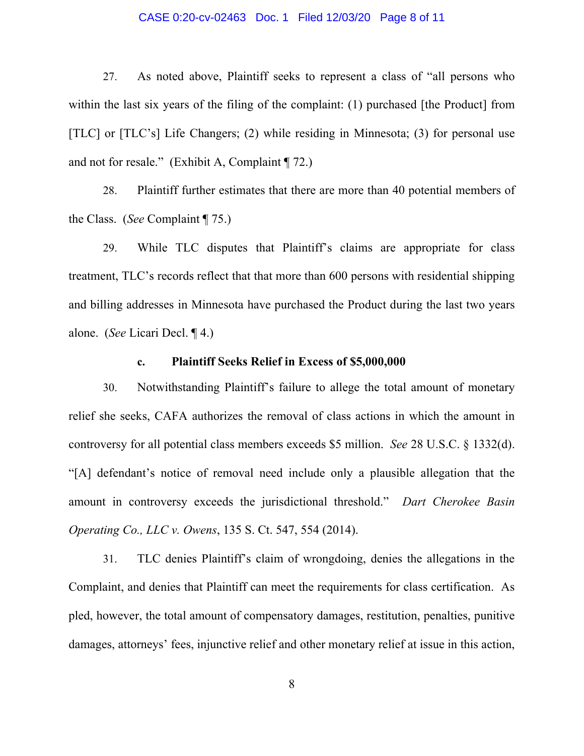27. As noted above, Plaintiff seeks to represent a class of "all persons who within the last six years of the filing of the complaint: (1) purchased [the Product] from [TLC] or [TLC's] Life Changers; (2) while residing in Minnesota; (3) for personal use and not for resale." (Exhibit A, Complaint ¶ 72.)

28. Plaintiff further estimates that there are more than 40 potential members of the Class. (*See* Complaint ¶ 75.)

29. While TLC disputes that Plaintiff's claims are appropriate for class treatment, TLC's records reflect that that more than 600 persons with residential shipping and billing addresses in Minnesota have purchased the Product during the last two years alone. (*See* Licari Decl. ¶ 4.)

#### c. Plaintiff Seeks Relief in Excess of $5,000,000

30. Notwithstanding Plaintiff's failure to allege the total amount of monetary relief she seeks, CAFA authorizes the removal of class actions in which the amount in controversy for all potential class members exceeds $5 million. *See* 28 U.S.C. § 1332(d). "[A] defendant's notice of removal need include only a plausible allegation that the amount in controversy exceeds the jurisdictional threshold." *Dart Cherokee Basin Operating Co., LLC v. Owens*, 135 S. Ct. 547, 554 (2014).

31. TLC denies Plaintiff's claim of wrongdoing, denies the allegations in the Complaint, and denies that Plaintiff can meet the requirements for class certification. As pled, however, the total amount of compensatory damages, restitution, penalties, punitive damages, attorneys' fees, injunctive relief and other monetary relief at issue in this action,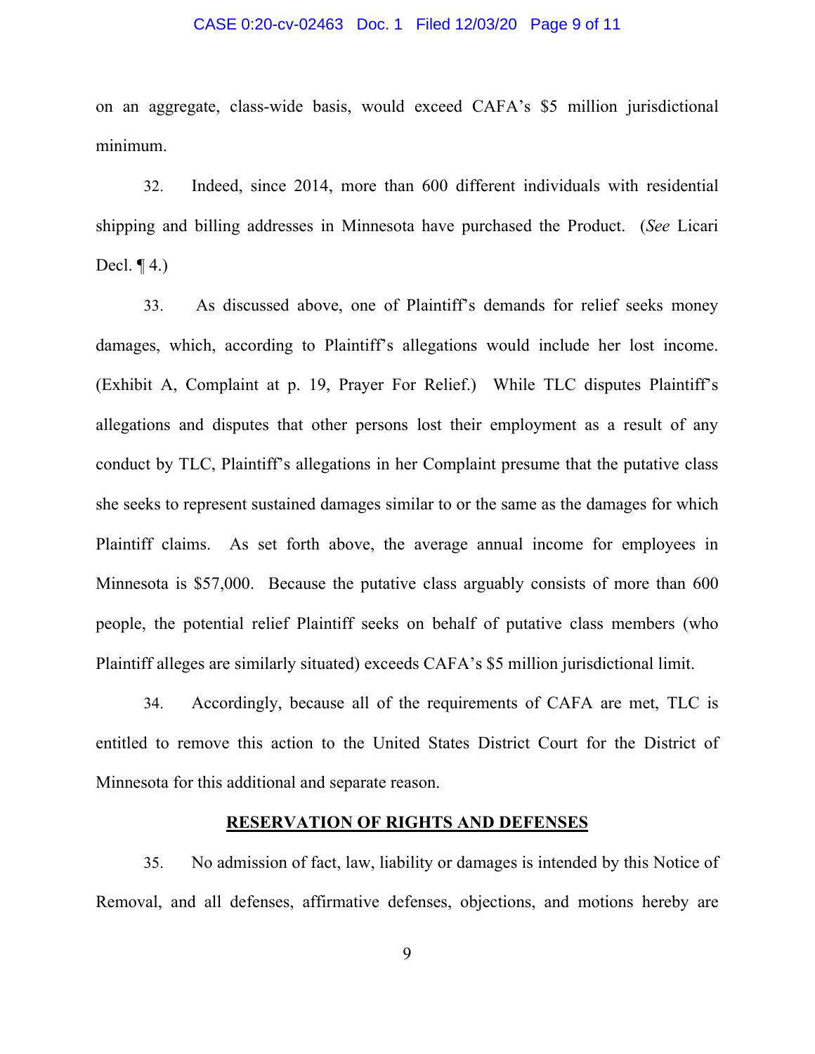on an aggregate, class-wide basis, would exceed CAFA's $5 million jurisdictional minimum.

32. Indeed, since 2014, more than 600 different individuals with residential shipping and billing addresses in Minnesota have purchased the Product. (*See* Licari Decl. ¶ 4.)

33. As discussed above, one of Plaintiff's demands for relief seeks money damages, which, according to Plaintiff's allegations would include her lost income. (Exhibit A, Complaint at p. 19, Prayer For Relief.) While TLC disputes Plaintiff's allegations and disputes that other persons lost their employment as a result of any conduct by TLC, Plaintiff's allegations in her Complaint presume that the putative class she seeks to represent sustained damages similar to or the same as the damages for which Plaintiff claims. As set forth above, the average annual income for employees in Minnesota is $57,000. Because the putative class arguably consists of more than 600 people, the potential relief Plaintiff seeks on behalf of putative class members (who Plaintiff alleges are similarly situated) exceeds CAFA's $5 million jurisdictional limit.

34. Accordingly, because all of the requirements of CAFA are met, TLC is entitled to remove this action to the United States District Court for the District of Minnesota for this additional and separate reason.

## RESERVATION OF RIGHTS AND DEFENSES

35. No admission of fact, law, liability or damages is intended by this Notice of Removal, and all defenses, affirmative defenses, objections, and motions hereby are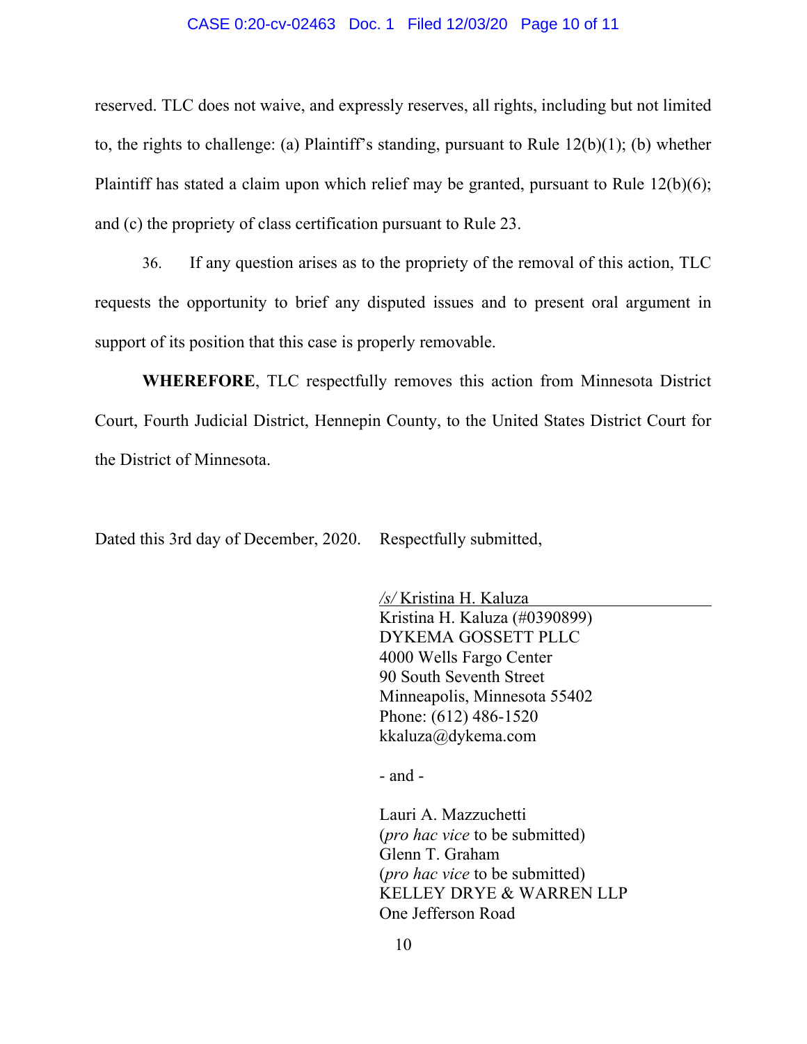reserved. TLC does not waive, and expressly reserves, all rights, including but not limited to, the rights to challenge: (a) Plaintiff's standing, pursuant to Rule 12(b)(1); (b) whether Plaintiff has stated a claim upon which relief may be granted, pursuant to Rule 12(b)(6); and (c) the propriety of class certification pursuant to Rule 23.

36. If any question arises as to the propriety of the removal of this action, TLC requests the opportunity to brief any disputed issues and to present oral argument in support of its position that this case is properly removable.

**WHEREFORE**, TLC respectfully removes this action from Minnesota District Court, Fourth Judicial District, Hennepin County, to the United States District Court for the District of Minnesota.

Dated this 3rd day of December, 2020.    Respectfully submitted,

*/s/* Kristina H. Kaluza
Kristina H. Kaluza (#0390899)
DYKEMA GOSSETT PLLC
4000 Wells Fargo Center
90 South Seventh Street
Minneapolis, Minnesota 55402
Phone: (612) 486-1520
kkaluza@dykema.com

- and -

Lauri A. Mazzuchetti
(*pro hac vice* to be submitted)
Glenn T. Graham
(*pro hac vice* to be submitted)
KELLEY DRYE & WARREN LLP
One Jefferson Road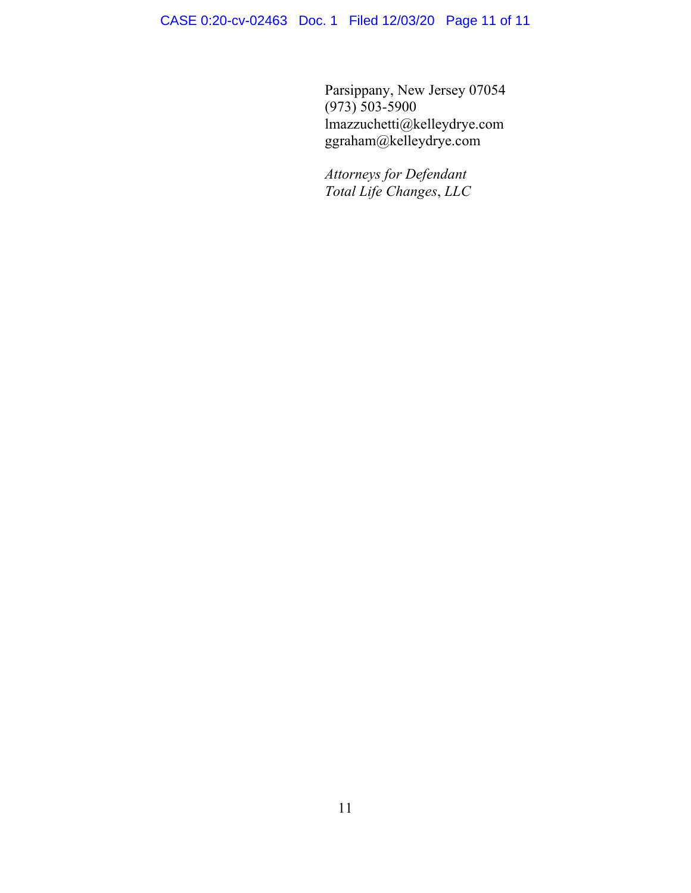Parsippany, New Jersey 07054
(973) 503-5900
lmazzuchetti@kelleydrye.com
ggraham@kelleydrye.com

*Attorneys for Defendant*
*Total Life Changes*, *LLC*